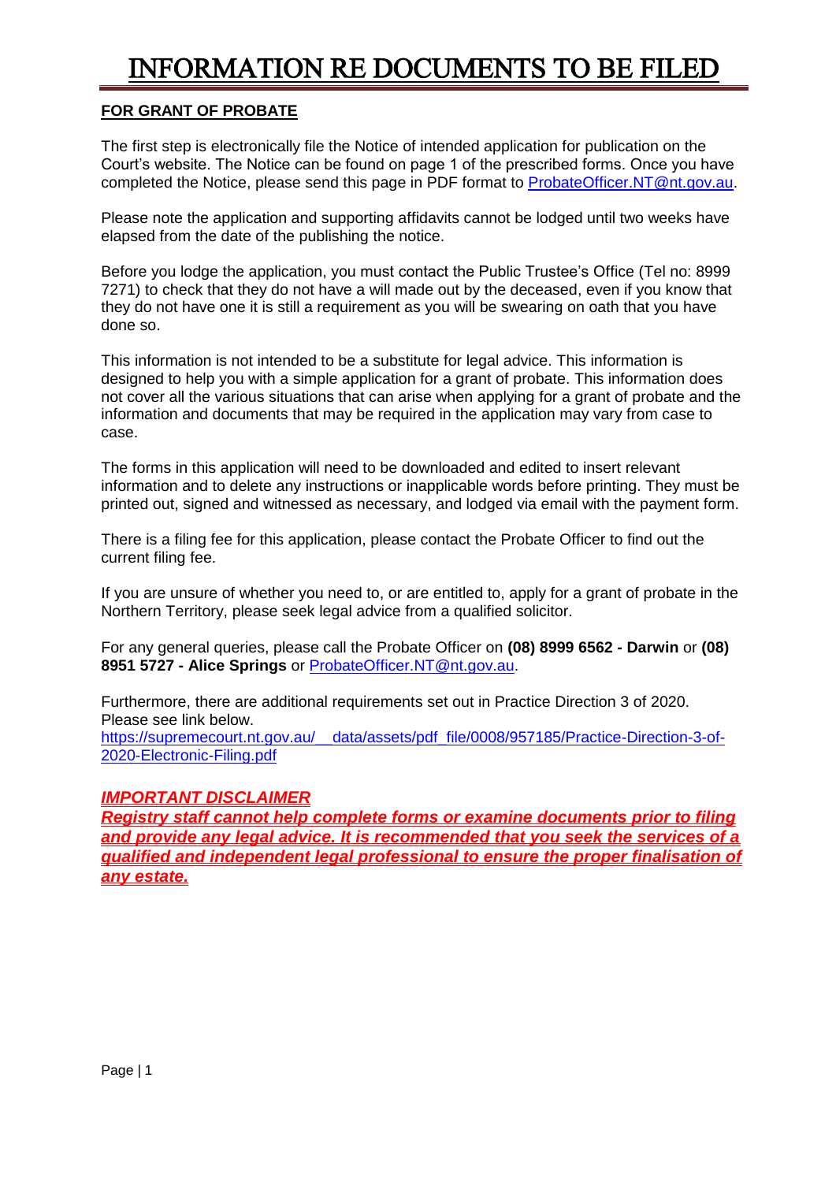# INFORMATION RE DOCUMENTS TO BE FILED

**FOR GRANT OF PROBATE**

The first step is electronically file the Notice of intended application for publication on the Court's website. The Notice can be found on page 1 of the prescribed forms. Once you have completed the Notice, please send this page in PDF format to [ProbateOfficer.NT@nt.gov.au](mailto:ProbateOfficer.NT@nt.gov.au).

Please note the application and supporting affidavits cannot be lodged until two weeks have elapsed from the date of the publishing the notice.

Before you lodge the application, you must contact the Public Trustee's Office (Tel no: 8999 7271) to check that they do not have a will made out by the deceased, even if you know that they do not have one it is still a requirement as you will be swearing on oath that you have done so.

This information is not intended to be a substitute for legal advice. This information is designed to help you with a simple application for a grant of probate. This information does not cover all the various situations that can arise when applying for a grant of probate and the information and documents that may be required in the application may vary from case to case.

The forms in this application will need to be downloaded and edited to insert relevant information and to delete any instructions or inapplicable words before printing. They must be printed out, signed and witnessed as necessary, and lodged via email with the payment form.

There is a filing fee for this application, please contact the Probate Officer to find out the current filing fee.

If you are unsure of whether you need to, or are entitled to, apply for a grant of probate in the Northern Territory, please seek legal advice from a qualified solicitor.

For any general queries, please call the Probate Officer on **(08) 8999 6562 - Darwin** or **(08) 8951 5727 - Alice Springs** or [ProbateOfficer.NT@nt.gov.au](mailto:ProbateOfficer.NT@nt.gov.au).

Furthermore, there are additional requirements set out in Practice Direction 3 of 2020. Please see link below.
[https://supremecourt.nt.gov.au/__data/assets/pdf_file/0008/957185/Practice-Direction-3-of-2020-Electronic-Filing.pdf](https://supremecourt.nt.gov.au/__data/assets/pdf_file/0008/957185/Practice-Direction-3-of-2020-Electronic-Filing.pdf)

***IMPORTANT DISCLAIMER***

***Registry staff cannot help complete forms or examine documents prior to filing and provide any legal advice. It is recommended that you seek the services of a qualified and independent legal professional to ensure the proper finalisation of any estate.***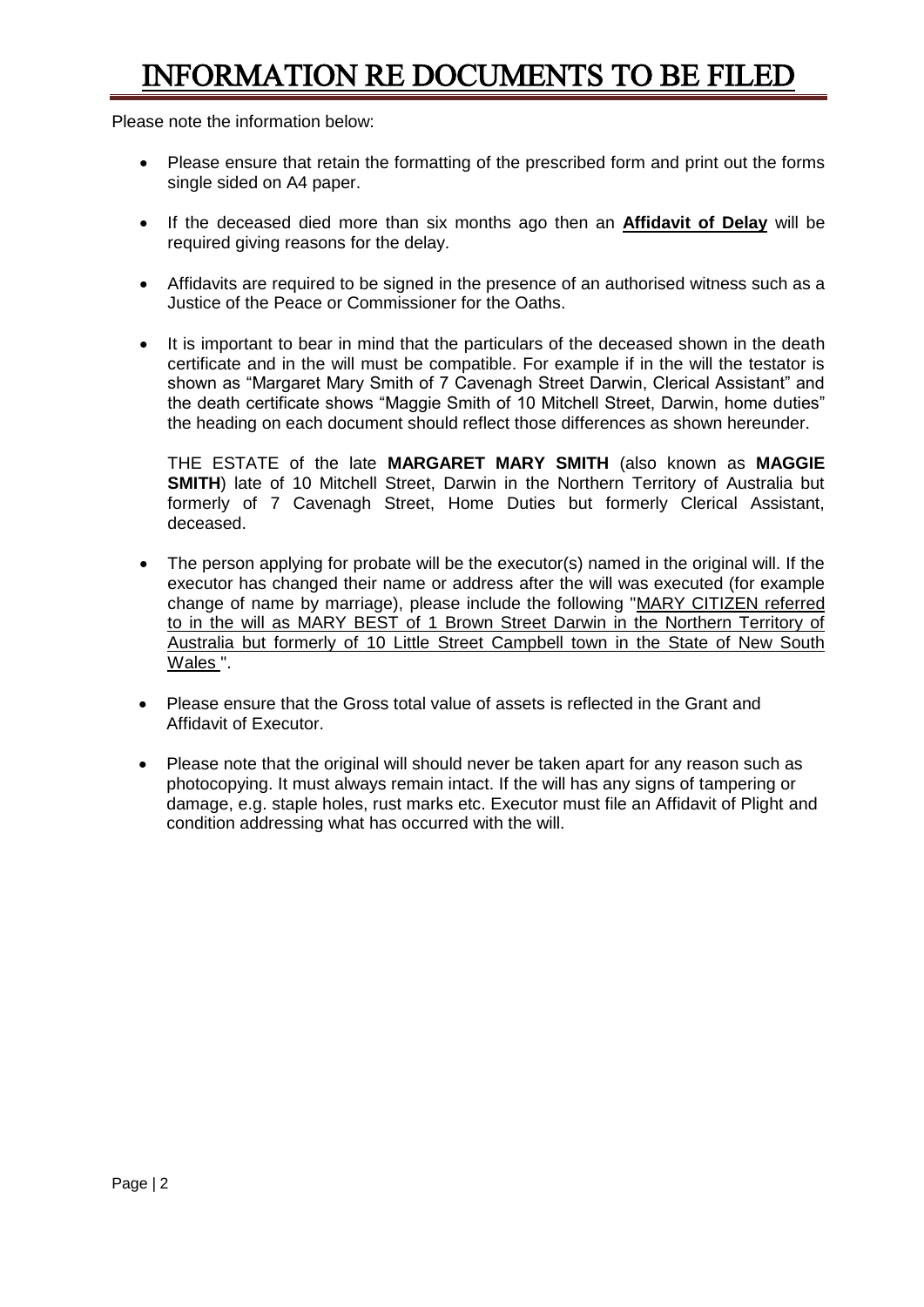# INFORMATION RE DOCUMENTS TO BE FILED

Please note the information below:

- Please ensure that retain the formatting of the prescribed form and print out the forms single sided on A4 paper.

- If the deceased died more than six months ago then an **Affidavit of Delay** will be required giving reasons for the delay.

- Affidavits are required to be signed in the presence of an authorised witness such as a Justice of the Peace or Commissioner for the Oaths.

- It is important to bear in mind that the particulars of the deceased shown in the death certificate and in the will must be compatible. For example if in the will the testator is shown as "Margaret Mary Smith of 7 Cavenagh Street Darwin, Clerical Assistant" and the death certificate shows "Maggie Smith of 10 Mitchell Street, Darwin, home duties" the heading on each document should reflect those differences as shown hereunder.

  THE ESTATE of the late **MARGARET MARY SMITH** (also known as **MAGGIE SMITH**) late of 10 Mitchell Street, Darwin in the Northern Territory of Australia but formerly of 7 Cavenagh Street, Home Duties but formerly Clerical Assistant, deceased.

- The person applying for probate will be the executor(s) named in the original will. If the executor has changed their name or address after the will was executed (for example change of name by marriage), please include the following "MARY CITIZEN referred to in the will as MARY BEST of 1 Brown Street Darwin in the Northern Territory of Australia but formerly of 10 Little Street Campbell town in the State of New South Wales ".

- Please ensure that the Gross total value of assets is reflected in the Grant and Affidavit of Executor.

- Please note that the original will should never be taken apart for any reason such as photocopying. It must always remain intact. If the will has any signs of tampering or damage, e.g. staple holes, rust marks etc. Executor must file an Affidavit of Plight and condition addressing what has occurred with the will.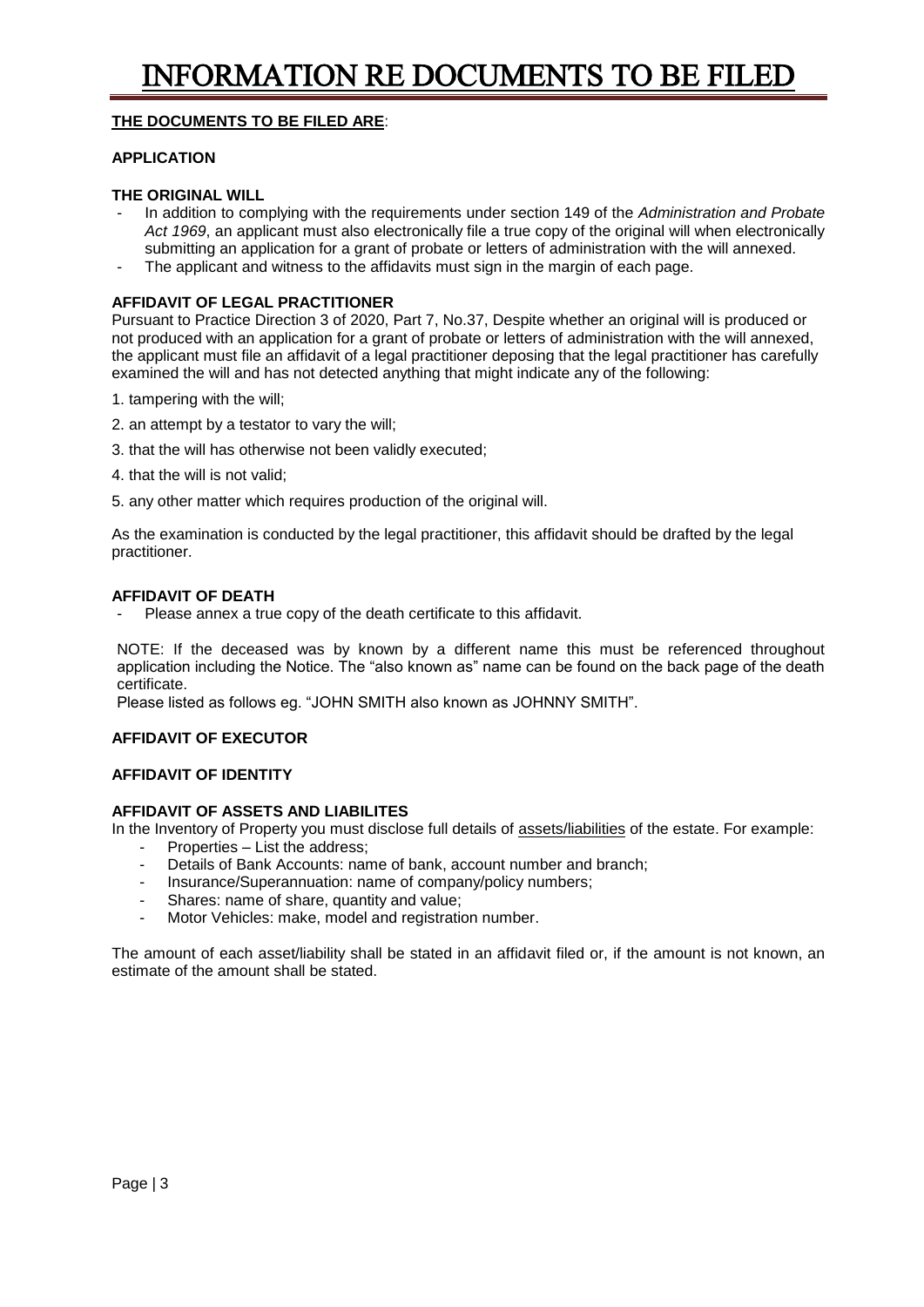# INFORMATION RE DOCUMENTS TO BE FILED

**THE DOCUMENTS TO BE FILED ARE**:

**APPLICATION**

**THE ORIGINAL WILL**

- In addition to complying with the requirements under section 149 of the *Administration and Probate Act 1969*, an applicant must also electronically file a true copy of the original will when electronically submitting an application for a grant of probate or letters of administration with the will annexed.
- The applicant and witness to the affidavits must sign in the margin of each page.

**AFFIDAVIT OF LEGAL PRACTITIONER**

Pursuant to Practice Direction 3 of 2020, Part 7, No.37, Despite whether an original will is produced or not produced with an application for a grant of probate or letters of administration with the will annexed, the applicant must file an affidavit of a legal practitioner deposing that the legal practitioner has carefully examined the will and has not detected anything that might indicate any of the following:

1. tampering with the will;
2. an attempt by a testator to vary the will;
3. that the will has otherwise not been validly executed;
4. that the will is not valid;
5. any other matter which requires production of the original will.

As the examination is conducted by the legal practitioner, this affidavit should be drafted by the legal practitioner.

**AFFIDAVIT OF DEATH**

- Please annex a true copy of the death certificate to this affidavit.

NOTE: If the deceased was by known by a different name this must be referenced throughout application including the Notice. The "also known as" name can be found on the back page of the death certificate.
Please listed as follows eg. "JOHN SMITH also known as JOHNNY SMITH".

**AFFIDAVIT OF EXECUTOR**

**AFFIDAVIT OF IDENTITY**

**AFFIDAVIT OF ASSETS AND LIABILITES**

In the Inventory of Property you must disclose full details of assets/liabilities of the estate. For example:

- Properties – List the address;
- Details of Bank Accounts: name of bank, account number and branch;
- Insurance/Superannuation: name of company/policy numbers;
- Shares: name of share, quantity and value;
- Motor Vehicles: make, model and registration number.

The amount of each asset/liability shall be stated in an affidavit filed or, if the amount is not known, an estimate of the amount shall be stated.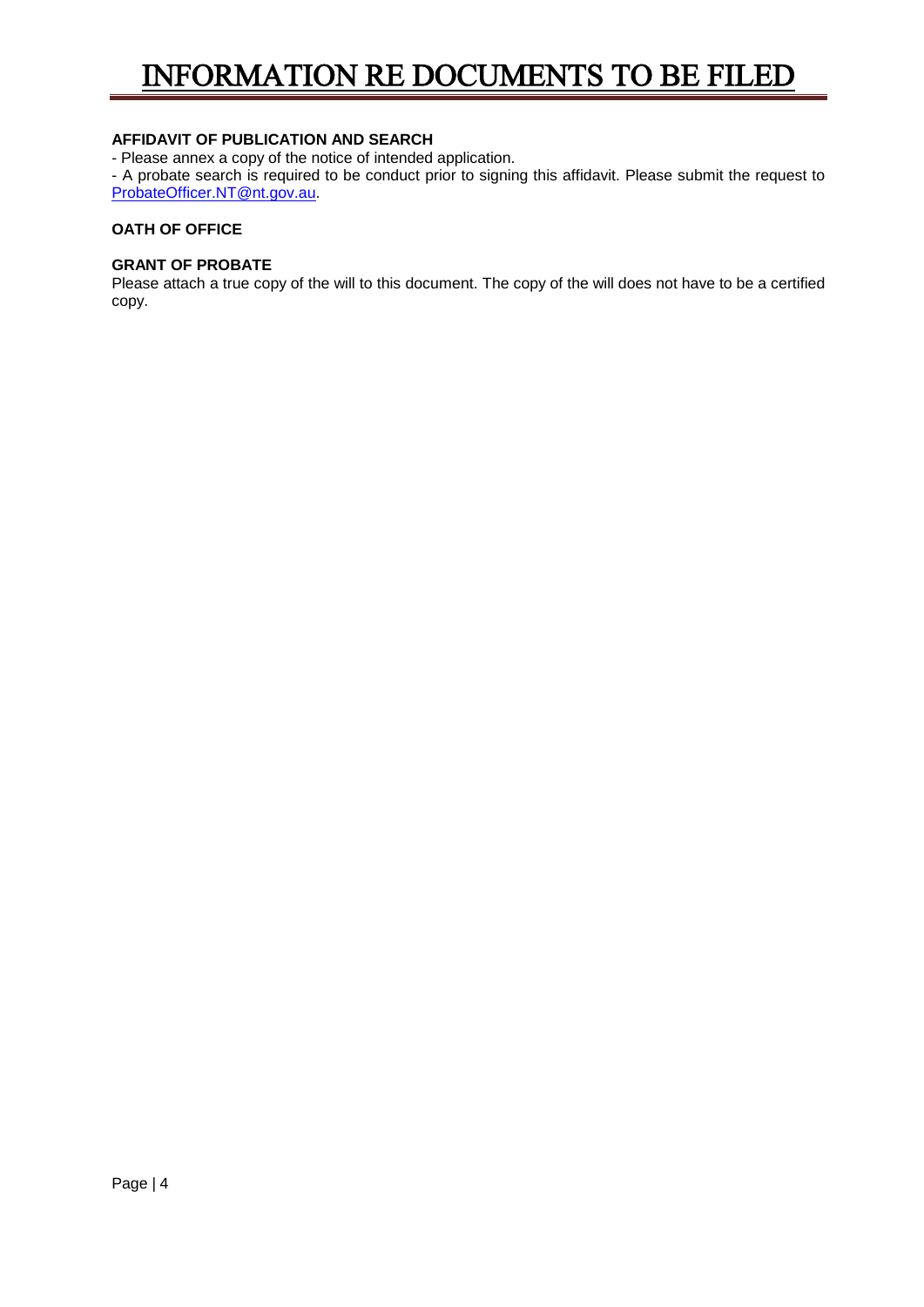# INFORMATION RE DOCUMENTS TO BE FILED

**AFFIDAVIT OF PUBLICATION AND SEARCH**

- Please annex a copy of the notice of intended application.
- A probate search is required to be conduct prior to signing this affidavit. Please submit the request to ProbateOfficer.NT@nt.gov.au.

**OATH OF OFFICE**

**GRANT OF PROBATE**

Please attach a true copy of the will to this document. The copy of the will does not have to be a certified copy.